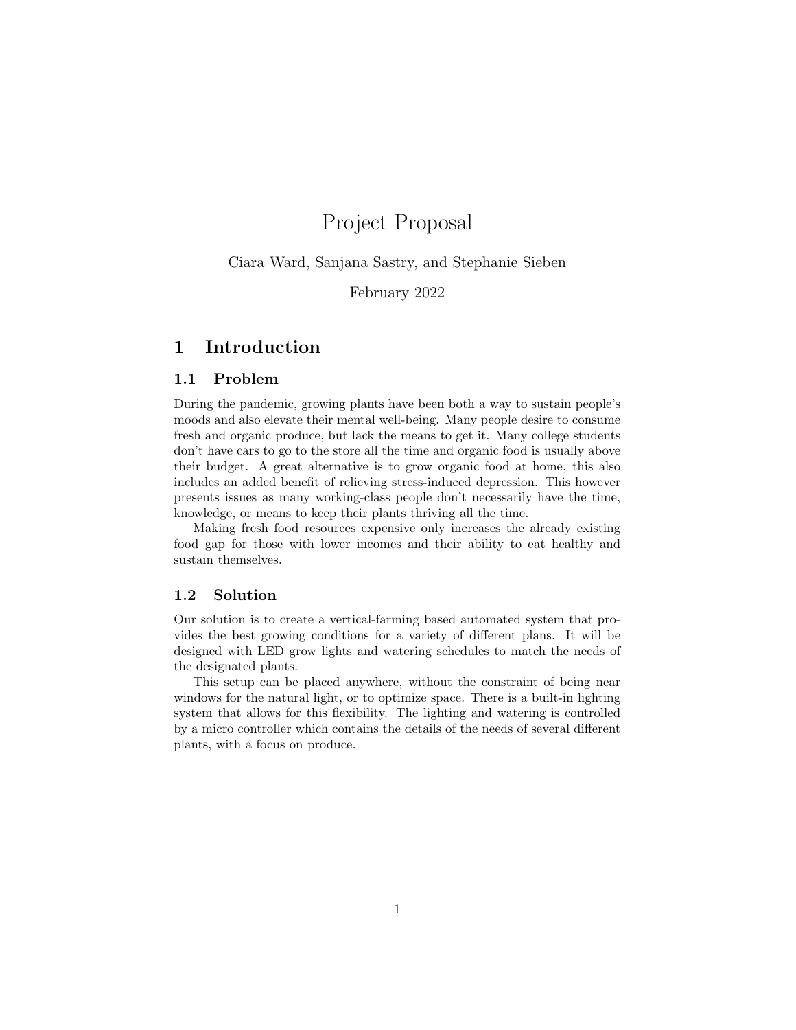# Project Proposal

Ciara Ward, Sanjana Sastry, and Stephanie Sieben

February 2022

## 1 Introduction

### 1.1 Problem

During the pandemic, growing plants have been both a way to sustain people's moods and also elevate their mental well-being. Many people desire to consume fresh and organic produce, but lack the means to get it. Many college students don't have cars to go to the store all the time and organic food is usually above their budget. A great alternative is to grow organic food at home, this also includes an added benefit of relieving stress-induced depression. This however presents issues as many working-class people don't necessarily have the time, knowledge, or means to keep their plants thriving all the time.

Making fresh food resources expensive only increases the already existing food gap for those with lower incomes and their ability to eat healthy and sustain themselves.

### 1.2 Solution

Our solution is to create a vertical-farming based automated system that provides the best growing conditions for a variety of different plans. It will be designed with LED grow lights and watering schedules to match the needs of the designated plants.

This setup can be placed anywhere, without the constraint of being near windows for the natural light, or to optimize space. There is a built-in lighting system that allows for this flexibility. The lighting and watering is controlled by a micro controller which contains the details of the needs of several different plants, with a focus on produce.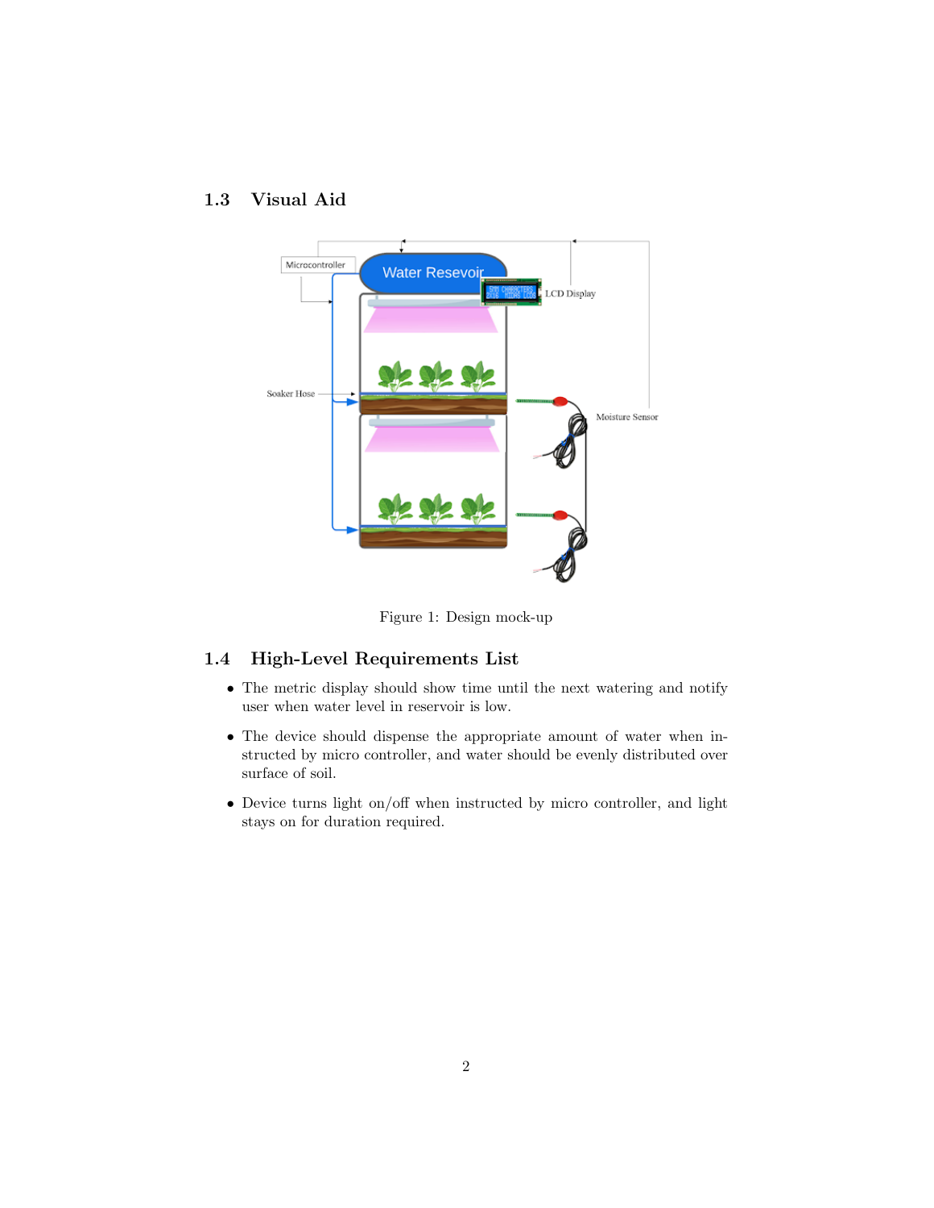### 1.3 Visual Aid

Figure 1: Design mock-up

### 1.4 High-Level Requirements List

- The metric display should show time until the next watering and notify user when water level in reservoir is low.
- The device should dispense the appropriate amount of water when instructed by micro controller, and water should be evenly distributed over surface of soil.
- Device turns light on/off when instructed by micro controller, and light stays on for duration required.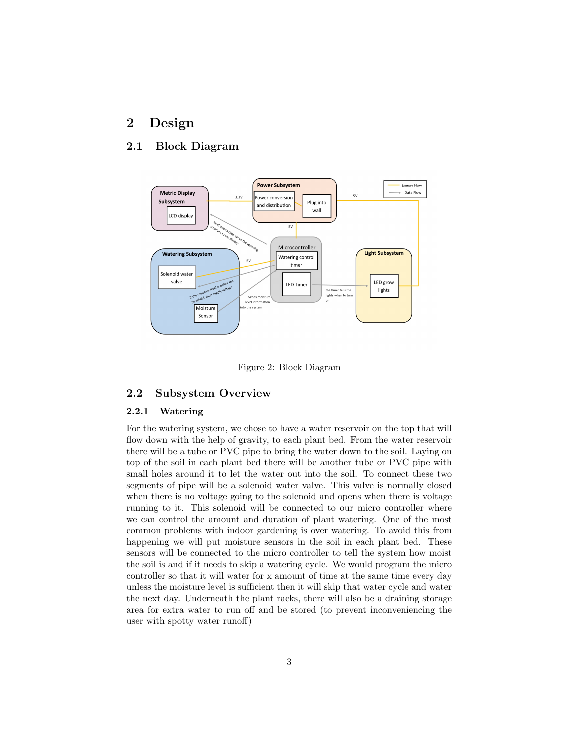# 2 Design

## 2.1 Block Diagram

Figure 2: Block Diagram

## 2.2 Subsystem Overview

### 2.2.1 Watering

For the watering system, we chose to have a water reservoir on the top that will flow down with the help of gravity, to each plant bed. From the water reservoir there will be a tube or PVC pipe to bring the water down to the soil. Laying on top of the soil in each plant bed there will be another tube or PVC pipe with small holes around it to let the water out into the soil. To connect these two segments of pipe will be a solenoid water valve. This valve is normally closed when there is no voltage going to the solenoid and opens when there is voltage running to it. This solenoid will be connected to our micro controller where we can control the amount and duration of plant watering. One of the most common problems with indoor gardening is over watering. To avoid this from happening we will put moisture sensors in the soil in each plant bed. These sensors will be connected to the micro controller to tell the system how moist the soil is and if it needs to skip a watering cycle. We would program the micro controller so that it will water for x amount of time at the same time every day unless the moisture level is sufficient then it will skip that water cycle and water the next day. Underneath the plant racks, there will also be a draining storage area for extra water to run off and be stored (to prevent inconveniencing the user with spotty water runoff)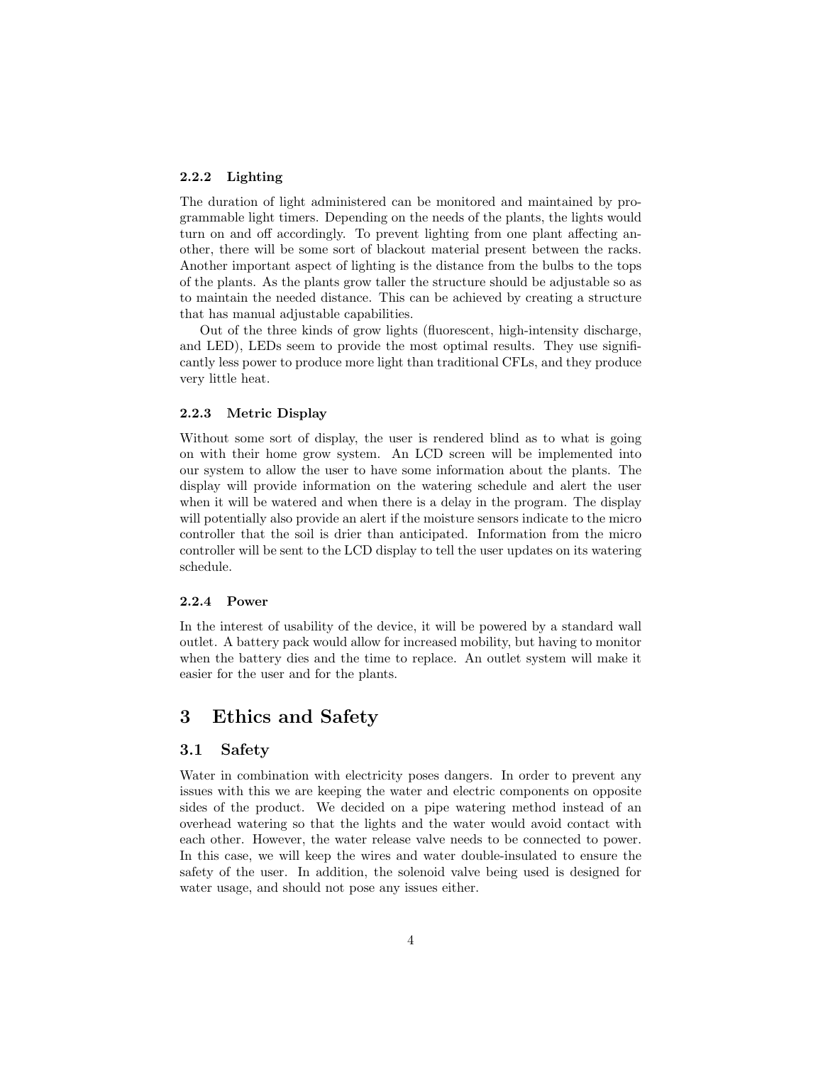#### 2.2.2 Lighting

The duration of light administered can be monitored and maintained by programmable light timers. Depending on the needs of the plants, the lights would turn on and off accordingly. To prevent lighting from one plant affecting another, there will be some sort of blackout material present between the racks. Another important aspect of lighting is the distance from the bulbs to the tops of the plants. As the plants grow taller the structure should be adjustable so as to maintain the needed distance. This can be achieved by creating a structure that has manual adjustable capabilities.

Out of the three kinds of grow lights (fluorescent, high-intensity discharge, and LED), LEDs seem to provide the most optimal results. They use significantly less power to produce more light than traditional CFLs, and they produce very little heat.

#### 2.2.3 Metric Display

Without some sort of display, the user is rendered blind as to what is going on with their home grow system. An LCD screen will be implemented into our system to allow the user to have some information about the plants. The display will provide information on the watering schedule and alert the user when it will be watered and when there is a delay in the program. The display will potentially also provide an alert if the moisture sensors indicate to the micro controller that the soil is drier than anticipated. Information from the micro controller will be sent to the LCD display to tell the user updates on its watering schedule.

#### 2.2.4 Power

In the interest of usability of the device, it will be powered by a standard wall outlet. A battery pack would allow for increased mobility, but having to monitor when the battery dies and the time to replace. An outlet system will make it easier for the user and for the plants.

## 3 Ethics and Safety

### 3.1 Safety

Water in combination with electricity poses dangers. In order to prevent any issues with this we are keeping the water and electric components on opposite sides of the product. We decided on a pipe watering method instead of an overhead watering so that the lights and the water would avoid contact with each other. However, the water release valve needs to be connected to power. In this case, we will keep the wires and water double-insulated to ensure the safety of the user. In addition, the solenoid valve being used is designed for water usage, and should not pose any issues either.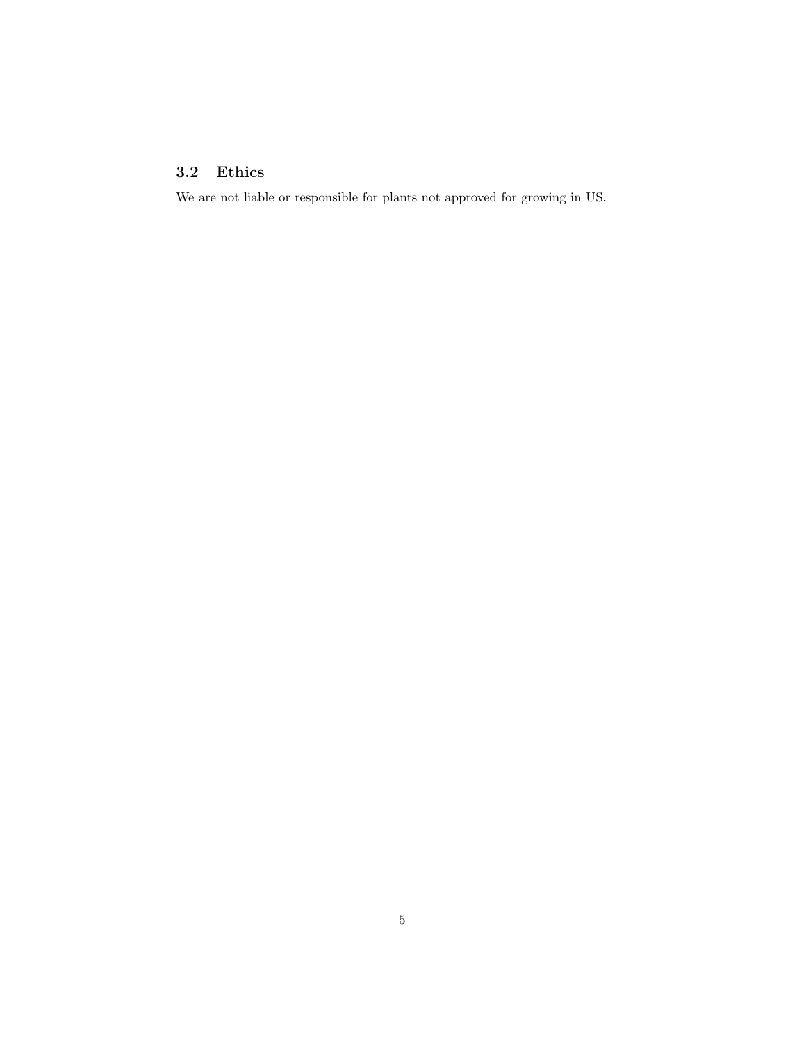### 3.2 Ethics

We are not liable or responsible for plants not approved for growing in US.